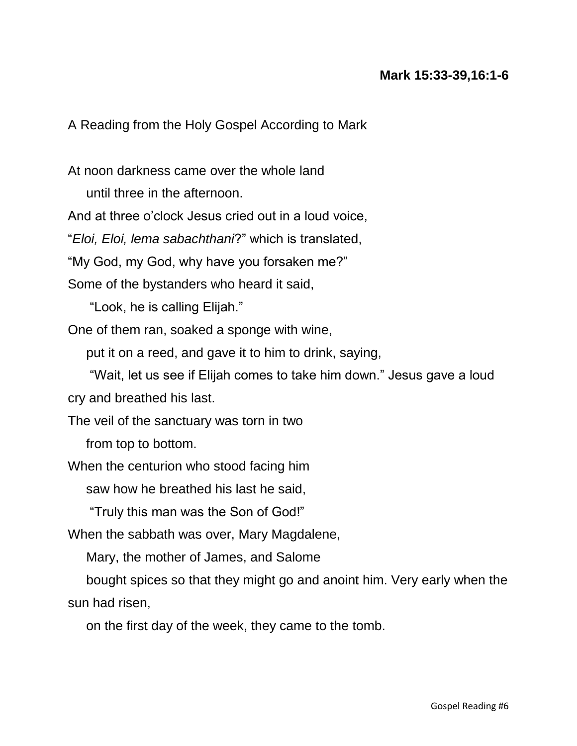**Mark 15:33-39,16:1-6**

A Reading from the Holy Gospel According to Mark

At noon darkness came over the whole land
until three in the afternoon.
And at three o'clock Jesus cried out in a loud voice,
"*Eloi, Eloi, lema sabachthani*?" which is translated,
"My God, my God, why have you forsaken me?"
Some of the bystanders who heard it said,
"Look, he is calling Elijah."
One of them ran, soaked a sponge with wine,
put it on a reed, and gave it to him to drink, saying,
"Wait, let us see if Elijah comes to take him down." Jesus gave a loud cry and breathed his last.
The veil of the sanctuary was torn in two
from top to bottom.
When the centurion who stood facing him
saw how he breathed his last he said,
"Truly this man was the Son of God!"
When the sabbath was over, Mary Magdalene,
Mary, the mother of James, and Salome
bought spices so that they might go and anoint him. Very early when the sun had risen,
on the first day of the week, they came to the tomb.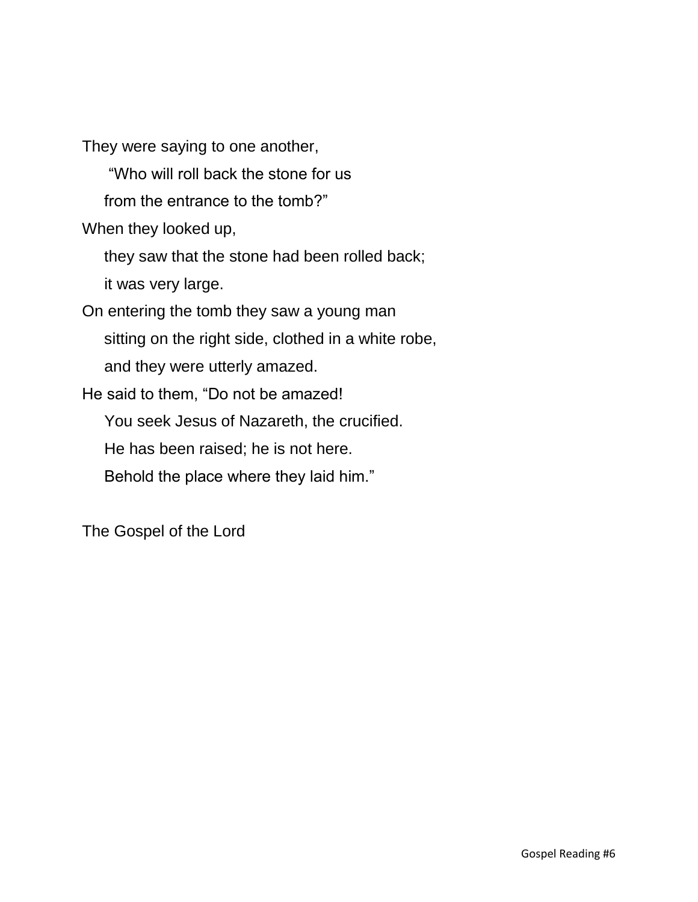They were saying to one another,

"Who will roll back the stone for us
from the entrance to the tomb?"

When they looked up,
they saw that the stone had been rolled back;
it was very large.

On entering the tomb they saw a young man
sitting on the right side, clothed in a white robe,
and they were utterly amazed.

He said to them, "Do not be amazed!
You seek Jesus of Nazareth, the crucified.
He has been raised; he is not here.
Behold the place where they laid him."

The Gospel of the Lord